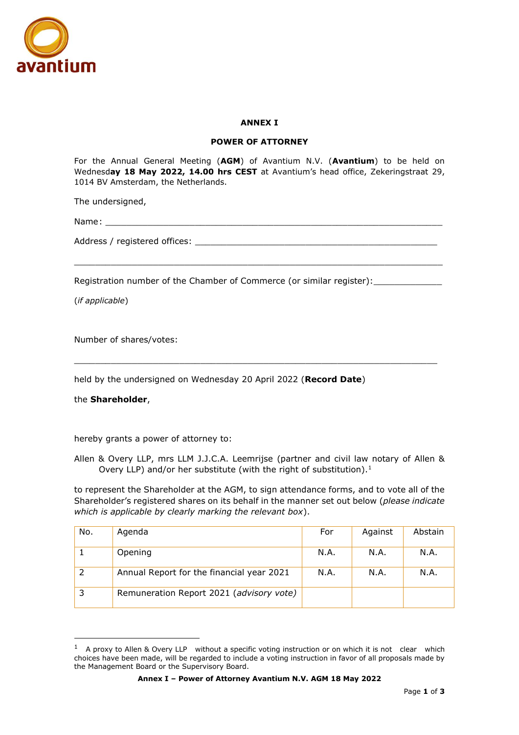**ANNEX I**

**POWER OF ATTORNEY**

For the Annual General Meeting (**AGM**) of Avantium N.V. (**Avantium**) to be held on Wednesd**ay 18 May 2022, 14.00 hrs CEST** at Avantium's head office, Zekeringstraat 29, 1014 BV Amsterdam, the Netherlands.

The undersigned,

Name: ________________________________________________________________

Address / registered offices: ____________________________________________

______________________________________________________________________

Registration number of the Chamber of Commerce (or similar register):_____________

(*if applicable*)

Number of shares/votes:

______________________________________________________________________

held by the undersigned on Wednesday 20 April 2022 (**Record Date**)

the **Shareholder**,

hereby grants a power of attorney to:

Allen & Overy LLP, mrs LLM J.J.C.A. Leemrijse (partner and civil law notary of Allen & Overy LLP) and/or her substitute (with the right of substitution).[1]

to represent the Shareholder at the AGM, to sign attendance forms, and to vote all of the Shareholder's registered shares on its behalf in the manner set out below (*please indicate which is applicable by clearly marking the relevant box*).

| No. | Agenda | For | Against | Abstain |
|---|---|---|---|---|
| 1 | Opening | N.A. | N.A. | N.A. |
| 2 | Annual Report for the financial year 2021 | N.A. | N.A. | N.A. |
| 3 | Remuneration Report 2021 (*advisory vote)* | | | |

[1] A proxy to Allen & Overy LLP without a specific voting instruction or on which it is not clear which choices have been made, will be regarded to include a voting instruction in favor of all proposals made by the Management Board or the Supervisory Board.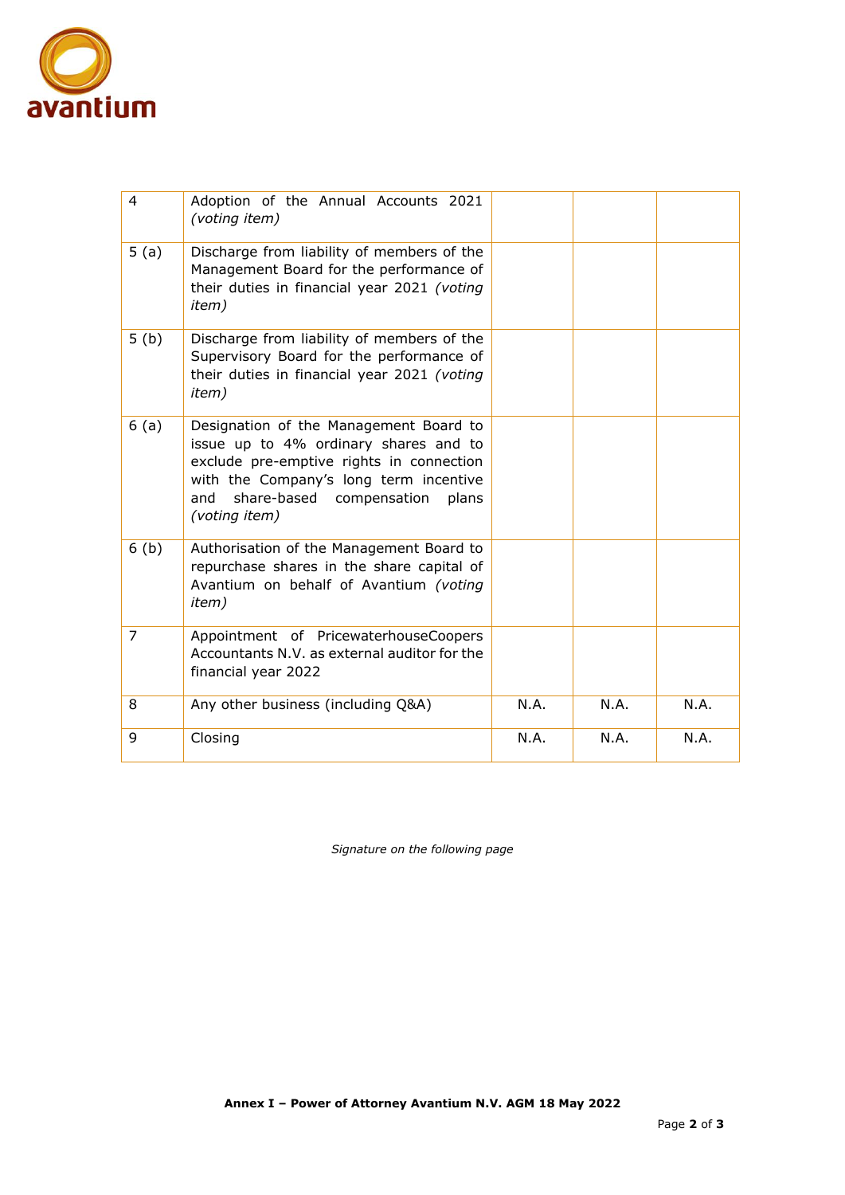| | | | | |
|---|---|---|---|---|
| 4 | Adoption of the Annual Accounts 2021 *(voting item)* | | | |
| 5 (a) | Discharge from liability of members of the Management Board for the performance of their duties in financial year 2021 *(voting item)* | | | |
| 5 (b) | Discharge from liability of members of the Supervisory Board for the performance of their duties in financial year 2021 *(voting item)* | | | |
| 6 (a) | Designation of the Management Board to issue up to 4% ordinary shares and to exclude pre-emptive rights in connection with the Company's long term incentive and share-based compensation plans *(voting item)* | | | |
| 6 (b) | Authorisation of the Management Board to repurchase shares in the share capital of Avantium on behalf of Avantium *(voting item)* | | | |
| 7 | Appointment of PricewaterhouseCoopers Accountants N.V. as external auditor for the financial year 2022 | | | |
| 8 | Any other business (including Q&A) | N.A. | N.A. | N.A. |
| 9 | Closing | N.A. | N.A. | N.A. |

*Signature on the following page*

**Annex I – Power of Attorney Avantium N.V. AGM 18 May 2022**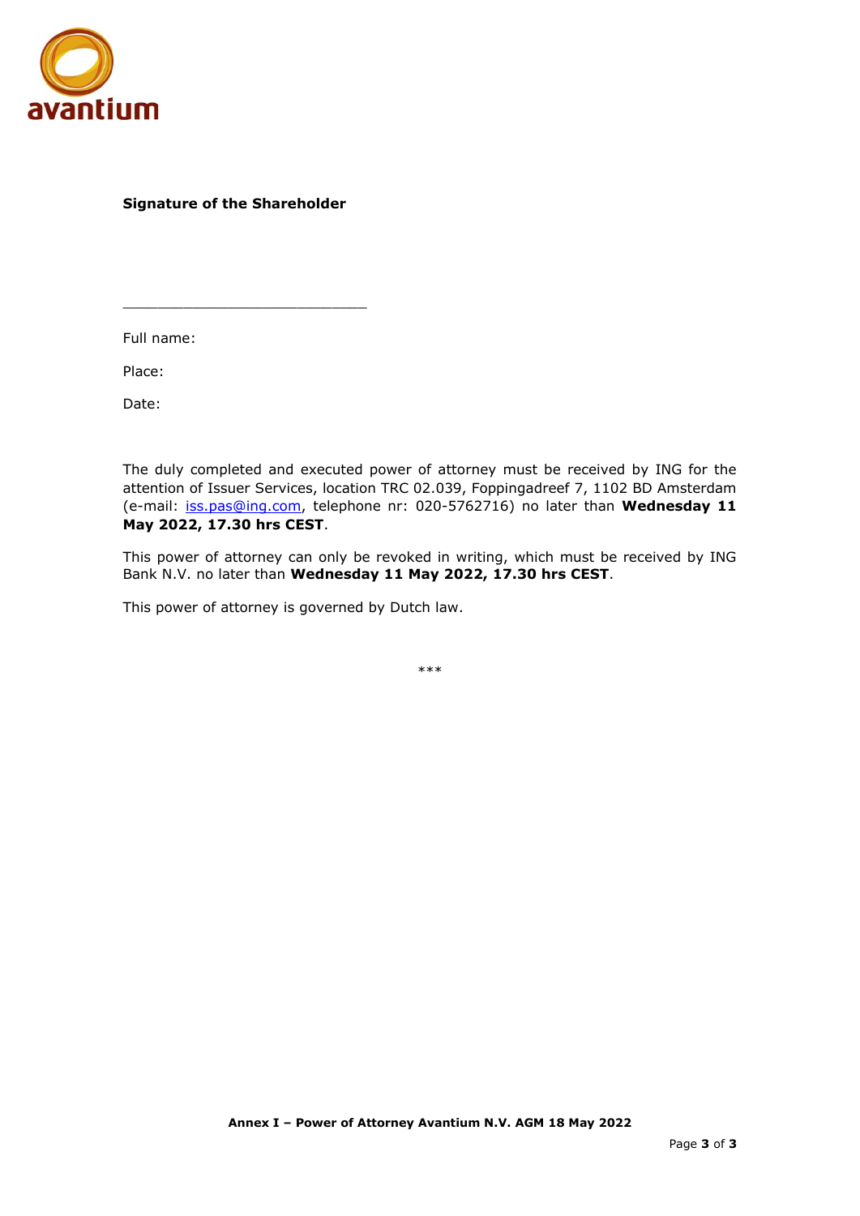**Signature of the Shareholder**

\_\_\_\_\_\_\_\_\_\_\_\_\_\_\_\_\_\_\_\_\_\_\_\_\_\_\_\_\_\_

Full name:

Place:

Date:

The duly completed and executed power of attorney must be received by ING for the attention of Issuer Services, location TRC 02.039, Foppingadreef 7, 1102 BD Amsterdam (e-mail: iss.pas@ing.com, telephone nr: 020-5762716) no later than **Wednesday 11 May 2022, 17.30 hrs CEST**.

This power of attorney can only be revoked in writing, which must be received by ING Bank N.V. no later than **Wednesday 11 May 2022, 17.30 hrs CEST**.

This power of attorney is governed by Dutch law.

***